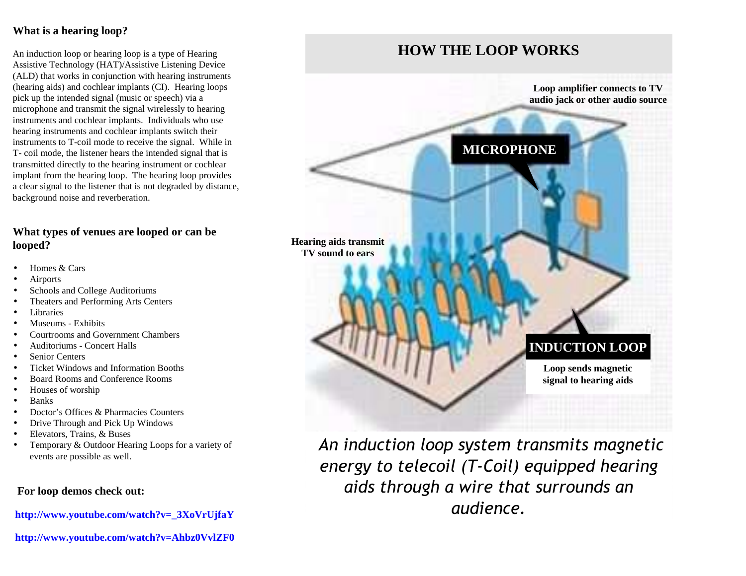## What is a hearing loop?

An induction loop or hearing loop is a type of Hearing Assistive Technology (HAT)/Assistive Listening Device (ALD) that works in conjunction with hearing instruments (hearing aids) and cochlear implants (CI). Hearing loops pick up the intended signal (music or speech) via a microphone and transmit the signal wirelessly to hearing instruments and cochlear implants. Individuals who use hearing instruments and cochlear implants switch their instruments to T-coil mode to receive the signal. While in T- coil mode, the listener hears the intended signal that is transmitted directly to the hearing instrument or cochlear implant from the hearing loop. The hearing loop provides a clear signal to the listener that is not degraded by distance, background noise and reverberation.

## What types of venues are looped or can be looped?

- Homes & Cars
- Airports
- Schools and College Auditoriums
- Theaters and Performing Arts Centers
- Libraries
- Museums - Exhibits
- Courtrooms and Government Chambers
- Auditoriums - Concert Halls
- Senior Centers
- Ticket Windows and Information Booths
- Board Rooms and Conference Rooms
- Houses of worship
- Banks
- Doctor's Offices & Pharmacies Counters
- Drive Through and Pick Up Windows
- Elevators, Trains, & Buses
- Temporary & Outdoor Hearing Loops for a variety of events are possible as well.

**For loop demos check out:**

**http://www.youtube.com/watch?v=_3XoVrUjfaY**

**http://www.youtube.com/watch?v=Ahbz0VvlZF0**

## HOW THE LOOP WORKS

**Loop amplifier connects to TV audio jack or other audio source**

**MICROPHONE**

**Hearing aids transmit TV sound to ears**

**INDUCTION LOOP**

**Loop sends magnetic signal to hearing aids**

*An induction loop system transmits magnetic energy to telecoil (T-Coil) equipped hearing aids through a wire that surrounds an audience.*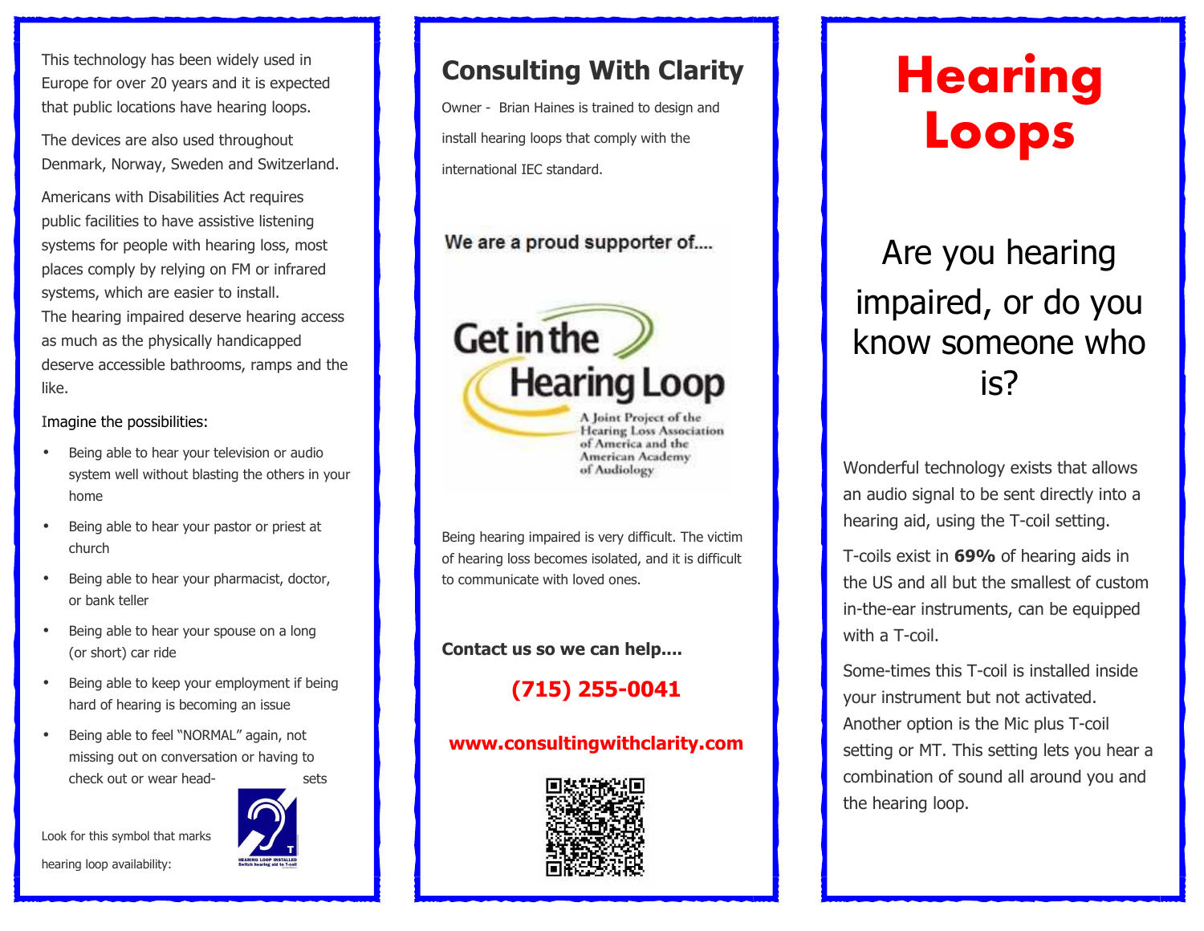This technology has been widely used in Europe for over 20 years and it is expected that public locations have hearing loops.

The devices are also used throughout Denmark, Norway, Sweden and Switzerland.

Americans with Disabilities Act requires public facilities to have assistive listening systems for people with hearing loss, most places comply by relying on FM or infrared systems, which are easier to install.
The hearing impaired deserve hearing access as much as the physically handicapped deserve accessible bathrooms, ramps and the like.

Imagine the possibilities:

- Being able to hear your television or audio system well without blasting the others in your home
- Being able to hear your pastor or priest at church
- Being able to hear your pharmacist, doctor, or bank teller
- Being able to hear your spouse on a long (or short) car ride
- Being able to keep your employment if being hard of hearing is becoming an issue
- Being able to feel "NORMAL" again, not missing out on conversation or having to check out or wear head- sets

Look for this symbol that marks hearing loop availability:

HEARING LOOP INSTALLED
Switch hearing aid to T-coil

## Consulting With Clarity

Owner - Brian Haines is trained to design and install hearing loops that comply with the international IEC standard.

We are a proud supporter of....

Get in the Hearing Loop

A Joint Project of the Hearing Loss Association of America and the American Academy of Audiology

Being hearing impaired is very difficult. The victim of hearing loss becomes isolated, and it is difficult to communicate with loved ones.

**Contact us so we can help....**

**(715) 255-0041**

**www.consultingwithclarity.com**

# Hearing Loops

## Are you hearing impaired, or do you know someone who is?

Wonderful technology exists that allows an audio signal to be sent directly into a hearing aid, using the T-coil setting.

T-coils exist in **69%** of hearing aids in the US and all but the smallest of custom in-the-ear instruments, can be equipped with a T-coil.

Some-times this T-coil is installed inside your instrument but not activated. Another option is the Mic plus T-coil setting or MT. This setting lets you hear a combination of sound all around you and the hearing loop.